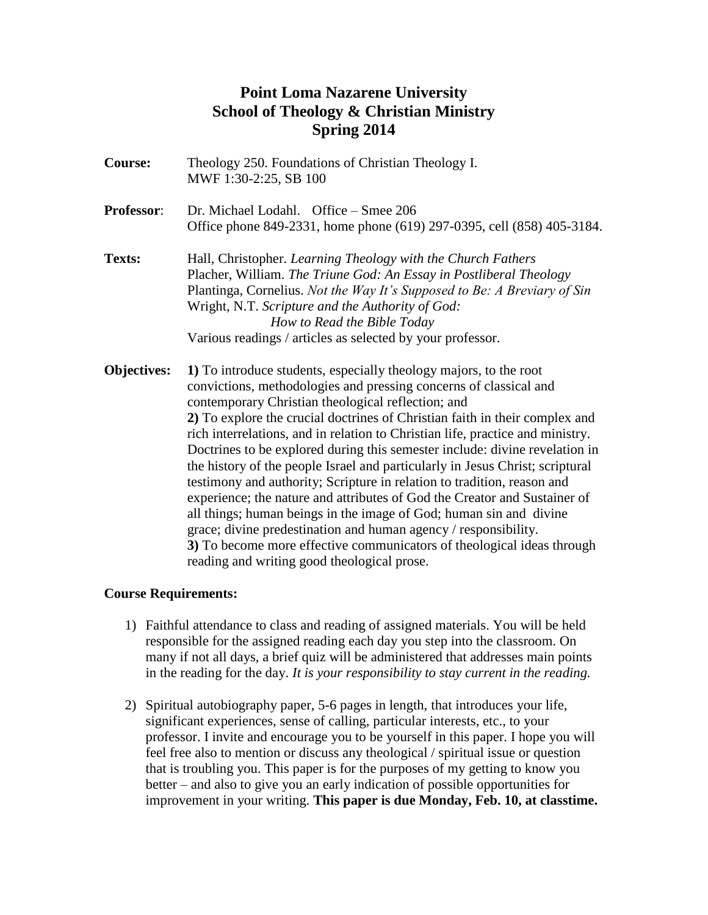# Point Loma Nazarene University
## School of Theology & Christian Ministry
## Spring 2014

**Course:** Theology 250. Foundations of Christian Theology I.
MWF 1:30-2:25, SB 100

**Professor**: Dr. Michael Lodahl. Office – Smee 206
Office phone 849-2331, home phone (619) 297-0395, cell (858) 405-3184.

**Texts:** Hall, Christopher. *Learning Theology with the Church Fathers*
Placher, William. *The Triune God: An Essay in Postliberal Theology*
Plantinga, Cornelius. *Not the Way It's Supposed to Be: A Breviary of Sin*
Wright, N.T. *Scripture and the Authority of God: How to Read the Bible Today*
Various readings / articles as selected by your professor.

**Objectives:** **1)** To introduce students, especially theology majors, to the root convictions, methodologies and pressing concerns of classical and contemporary Christian theological reflection; and
**2)** To explore the crucial doctrines of Christian faith in their complex and rich interrelations, and in relation to Christian life, practice and ministry. Doctrines to be explored during this semester include: divine revelation in the history of the people Israel and particularly in Jesus Christ; scriptural testimony and authority; Scripture in relation to tradition, reason and experience; the nature and attributes of God the Creator and Sustainer of all things; human beings in the image of God; human sin and divine grace; divine predestination and human agency / responsibility.
**3)** To become more effective communicators of theological ideas through reading and writing good theological prose.

**Course Requirements:**

1) Faithful attendance to class and reading of assigned materials. You will be held responsible for the assigned reading each day you step into the classroom. On many if not all days, a brief quiz will be administered that addresses main points in the reading for the day. *It is your responsibility to stay current in the reading.*

2) Spiritual autobiography paper, 5-6 pages in length, that introduces your life, significant experiences, sense of calling, particular interests, etc., to your professor. I invite and encourage you to be yourself in this paper. I hope you will feel free also to mention or discuss any theological / spiritual issue or question that is troubling you. This paper is for the purposes of my getting to know you better – and also to give you an early indication of possible opportunities for improvement in your writing. **This paper is due Monday, Feb. 10, at classtime.**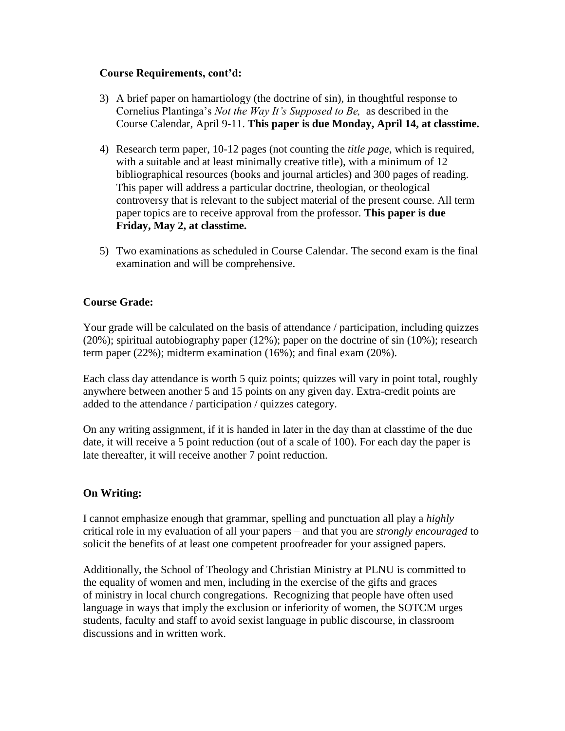**Course Requirements, cont'd:**

3) A brief paper on hamartiology (the doctrine of sin), in thoughtful response to Cornelius Plantinga's *Not the Way It's Supposed to Be,* as described in the Course Calendar, April 9-11. **This paper is due Monday, April 14, at classtime.**

4) Research term paper, 10-12 pages (not counting the *title page*, which is required, with a suitable and at least minimally creative title), with a minimum of 12 bibliographical resources (books and journal articles) and 300 pages of reading. This paper will address a particular doctrine, theologian, or theological controversy that is relevant to the subject material of the present course. All term paper topics are to receive approval from the professor. **This paper is due Friday, May 2, at classtime.**

5) Two examinations as scheduled in Course Calendar. The second exam is the final examination and will be comprehensive.

**Course Grade:**

Your grade will be calculated on the basis of attendance / participation, including quizzes (20%); spiritual autobiography paper (12%); paper on the doctrine of sin (10%); research term paper (22%); midterm examination (16%); and final exam (20%).

Each class day attendance is worth 5 quiz points; quizzes will vary in point total, roughly anywhere between another 5 and 15 points on any given day. Extra-credit points are added to the attendance / participation / quizzes category.

On any writing assignment, if it is handed in later in the day than at classtime of the due date, it will receive a 5 point reduction (out of a scale of 100). For each day the paper is late thereafter, it will receive another 7 point reduction.

**On Writing:**

I cannot emphasize enough that grammar, spelling and punctuation all play a *highly* critical role in my evaluation of all your papers – and that you are *strongly encouraged* to solicit the benefits of at least one competent proofreader for your assigned papers.

Additionally, the School of Theology and Christian Ministry at PLNU is committed to the equality of women and men, including in the exercise of the gifts and graces of ministry in local church congregations. Recognizing that people have often used language in ways that imply the exclusion or inferiority of women, the SOTCM urges students, faculty and staff to avoid sexist language in public discourse, in classroom discussions and in written work.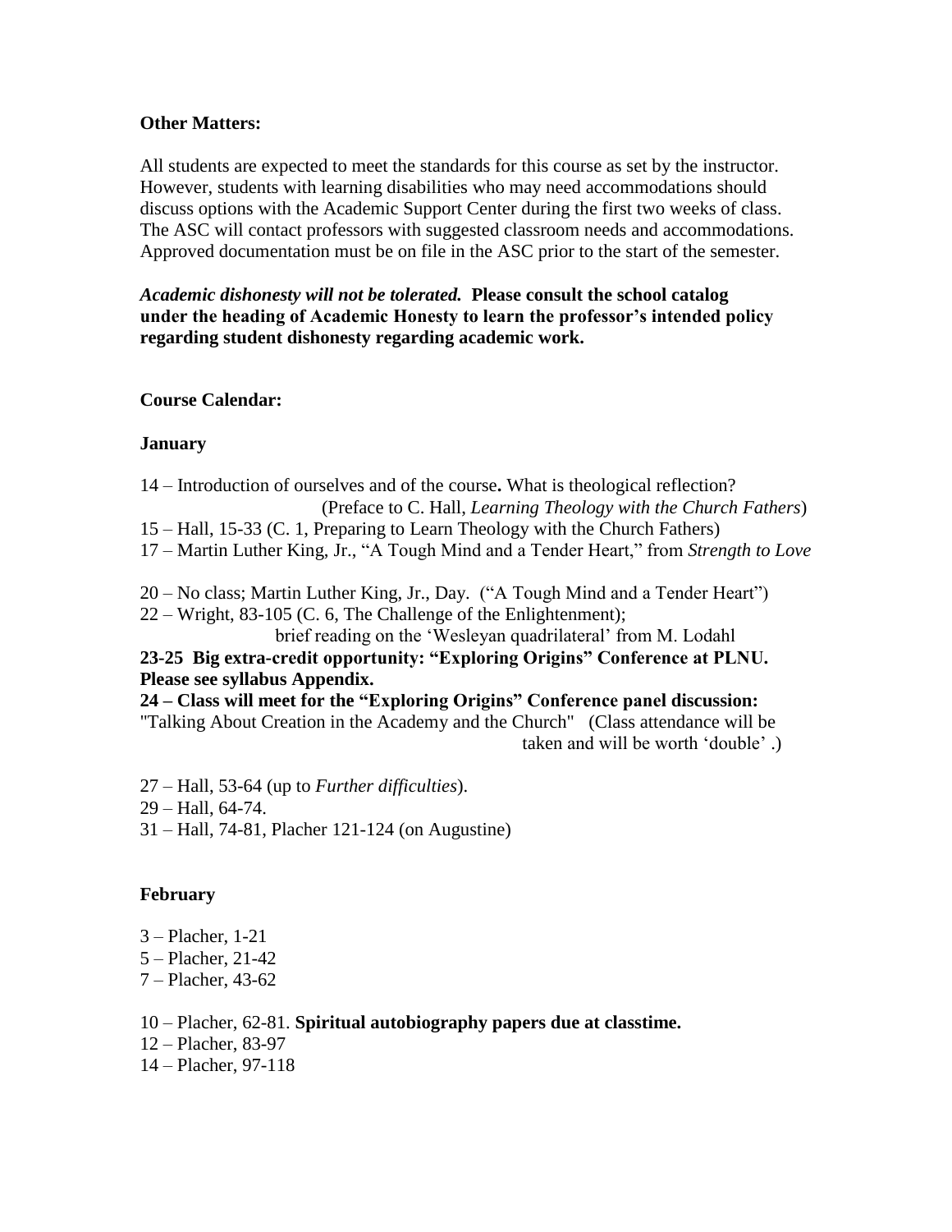**Other Matters:**

All students are expected to meet the standards for this course as set by the instructor. However, students with learning disabilities who may need accommodations should discuss options with the Academic Support Center during the first two weeks of class. The ASC will contact professors with suggested classroom needs and accommodations. Approved documentation must be on file in the ASC prior to the start of the semester.

***Academic dishonesty will not be tolerated.*** **Please consult the school catalog under the heading of Academic Honesty to learn the professor's intended policy regarding student dishonesty regarding academic work.**

**Course Calendar:**

**January**

14 – Introduction of ourselves and of the course**.** What is theological reflection?
(Preface to C. Hall, *Learning Theology with the Church Fathers*)
15 – Hall, 15-33 (C. 1, Preparing to Learn Theology with the Church Fathers)
17 – Martin Luther King, Jr., "A Tough Mind and a Tender Heart," from *Strength to Love*

20 – No class; Martin Luther King, Jr., Day. ("A Tough Mind and a Tender Heart")
22 – Wright, 83-105 (C. 6, The Challenge of the Enlightenment);
brief reading on the 'Wesleyan quadrilateral' from M. Lodahl
**23-25 Big extra-credit opportunity: "Exploring Origins" Conference at PLNU. Please see syllabus Appendix.**
**24 – Class will meet for the "Exploring Origins" Conference panel discussion:**
"Talking About Creation in the Academy and the Church" (Class attendance will be taken and will be worth 'double' .)

27 – Hall, 53-64 (up to *Further difficulties*).
29 – Hall, 64-74.
31 – Hall, 74-81, Placher 121-124 (on Augustine)

**February**

3 – Placher, 1-21
5 – Placher, 21-42
7 – Placher, 43-62

10 – Placher, 62-81. **Spiritual autobiography papers due at classtime.**
12 – Placher, 83-97
14 – Placher, 97-118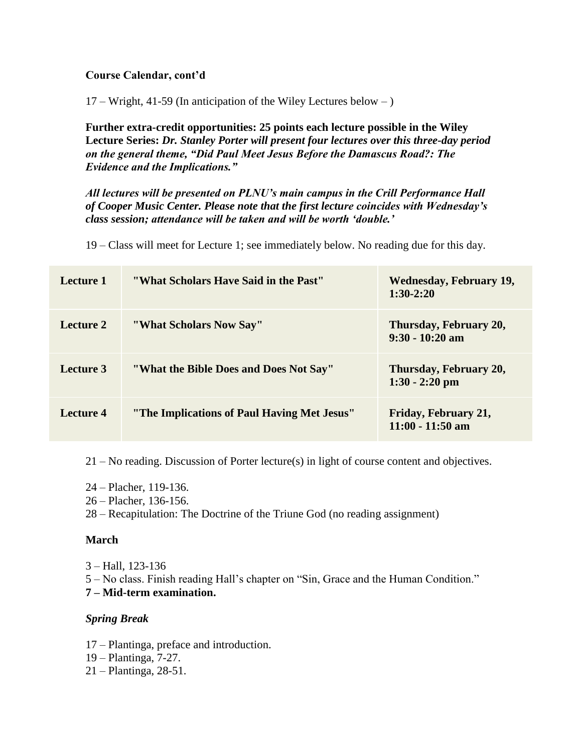**Course Calendar, cont'd**

17 – Wright, 41-59 (In anticipation of the Wiley Lectures below – )

**Further extra-credit opportunities: 25 points each lecture possible in the Wiley Lecture Series:** ***Dr. Stanley Porter will present four lectures over this three-day period on the general theme, "Did Paul Meet Jesus Before the Damascus Road?: The Evidence and the Implications."***

***All lectures will be presented on PLNU's main campus in the Crill Performance Hall of Cooper Music Center. Please note that the first lecture coincides with Wednesday's class session; attendance will be taken and will be worth 'double.'***

19 – Class will meet for Lecture 1; see immediately below. No reading due for this day.

| | | |
|---|---|---|
| **Lecture 1** | **"What Scholars Have Said in the Past"** | **Wednesday, February 19, 1:30-2:20** |
| **Lecture 2** | **"What Scholars Now Say"** | **Thursday, February 20, 9:30 - 10:20 am** |
| **Lecture 3** | **"What the Bible Does and Does Not Say"** | **Thursday, February 20, 1:30 - 2:20 pm** |
| **Lecture 4** | **"The Implications of Paul Having Met Jesus"** | **Friday, February 21, 11:00 - 11:50 am** |

21 – No reading. Discussion of Porter lecture(s) in light of course content and objectives.

24 – Placher, 119-136.
26 – Placher, 136-156.
28 – Recapitulation: The Doctrine of the Triune God (no reading assignment)

**March**

3 – Hall, 123-136
5 – No class. Finish reading Hall's chapter on "Sin, Grace and the Human Condition."
**7 – Mid-term examination.**

***Spring Break***

17 – Plantinga, preface and introduction.
19 – Plantinga, 7-27.
21 – Plantinga, 28-51.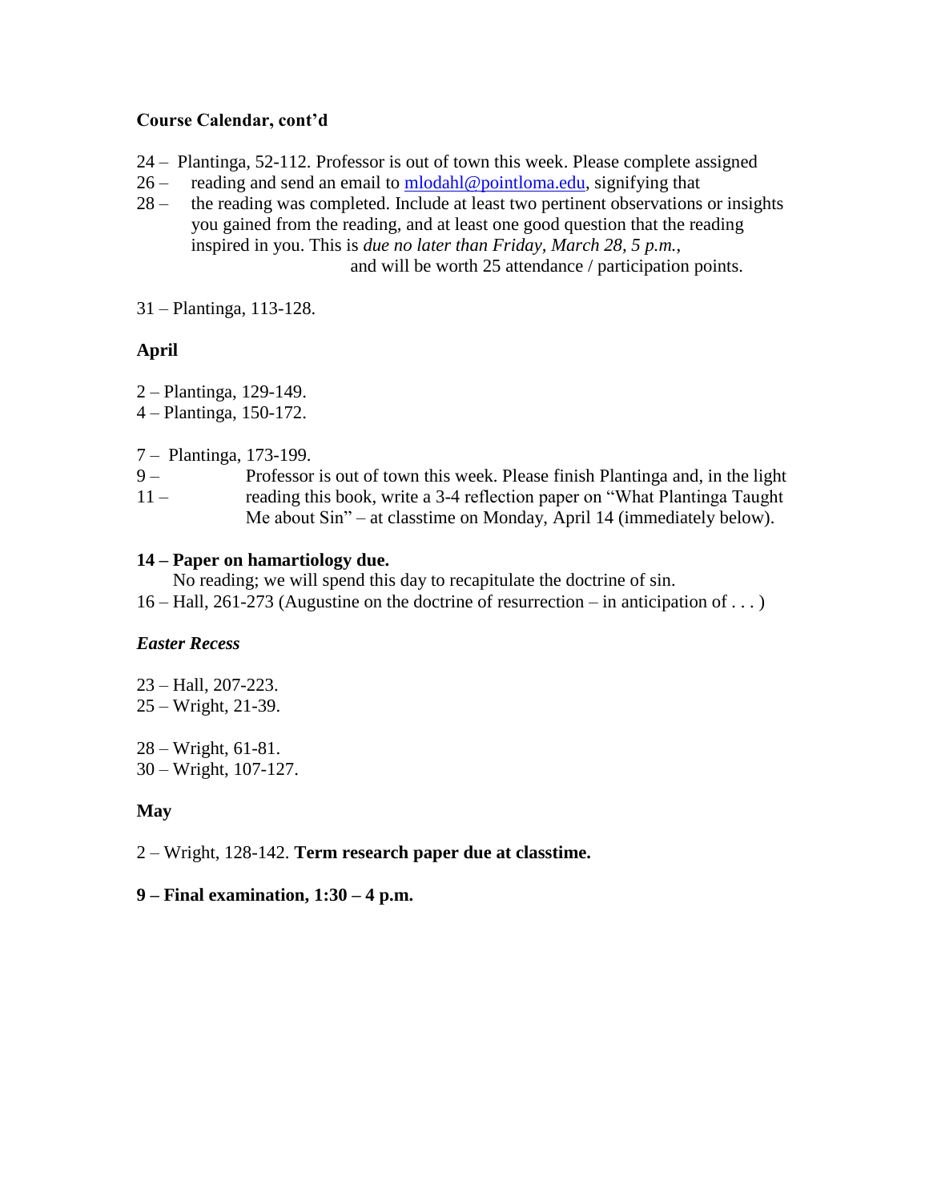**Course Calendar, cont'd**

24 – Plantinga, 52-112. Professor is out of town this week. Please complete assigned
26 – reading and send an email to mlodahl@pointloma.edu, signifying that
28 – the reading was completed. Include at least two pertinent observations or insights you gained from the reading, and at least one good question that the reading inspired in you. This is *due no later than Friday, March 28, 5 p.m.*, and will be worth 25 attendance / participation points.

31 – Plantinga, 113-128.

**April**

2 – Plantinga, 129-149.
4 – Plantinga, 150-172.

7 – Plantinga, 173-199.
9 – Professor is out of town this week. Please finish Plantinga and, in the light
11 – reading this book, write a 3-4 reflection paper on "What Plantinga Taught Me about Sin" – at classtime on Monday, April 14 (immediately below).

**14 – Paper on hamartiology due.**
No reading; we will spend this day to recapitulate the doctrine of sin.
16 – Hall, 261-273 (Augustine on the doctrine of resurrection – in anticipation of . . . )

***Easter Recess***

23 – Hall, 207-223.
25 – Wright, 21-39.

28 – Wright, 61-81.
30 – Wright, 107-127.

**May**

2 – Wright, 128-142. **Term research paper due at classtime.**

**9 – Final examination, 1:30 – 4 p.m.**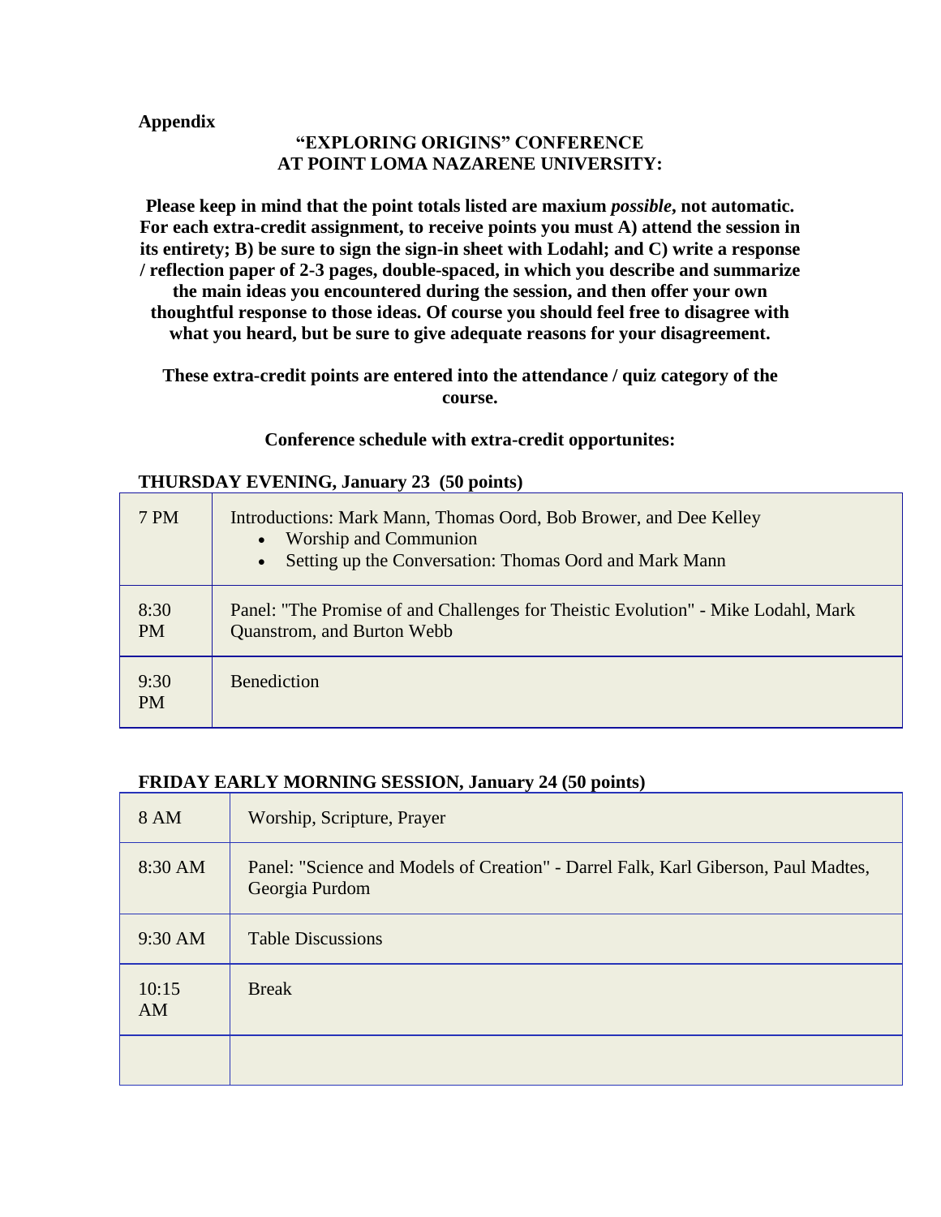**Appendix**

**"EXPLORING ORIGINS" CONFERENCE**
**AT POINT LOMA NAZARENE UNIVERSITY:**

**Please keep in mind that the point totals listed are maxium *possible*, not automatic. For each extra-credit assignment, to receive points you must A) attend the session in its entirety; B) be sure to sign the sign-in sheet with Lodahl; and C) write a response / reflection paper of 2-3 pages, double-spaced, in which you describe and summarize the main ideas you encountered during the session, and then offer your own thoughtful response to those ideas. Of course you should feel free to disagree with what you heard, but be sure to give adequate reasons for your disagreement.**

**These extra-credit points are entered into the attendance / quiz category of the course.**

**Conference schedule with extra-credit opportunites:**

**THURSDAY EVENING, January 23 (50 points)**

| | |
|---|---|
| 7 PM | Introductions: Mark Mann, Thomas Oord, Bob Brower, and Dee Kelley<br>• Worship and Communion<br>• Setting up the Conversation: Thomas Oord and Mark Mann |
| 8:30 PM | Panel: "The Promise of and Challenges for Theistic Evolution" - Mike Lodahl, Mark Quanstrom, and Burton Webb |
| 9:30 PM | Benediction |

**FRIDAY EARLY MORNING SESSION, January 24 (50 points)**

| | |
|---|---|
| 8 AM | Worship, Scripture, Prayer |
| 8:30 AM | Panel: "Science and Models of Creation" - Darrel Falk, Karl Giberson, Paul Madtes, Georgia Purdom |
| 9:30 AM | Table Discussions |
| 10:15 AM | Break |
| | |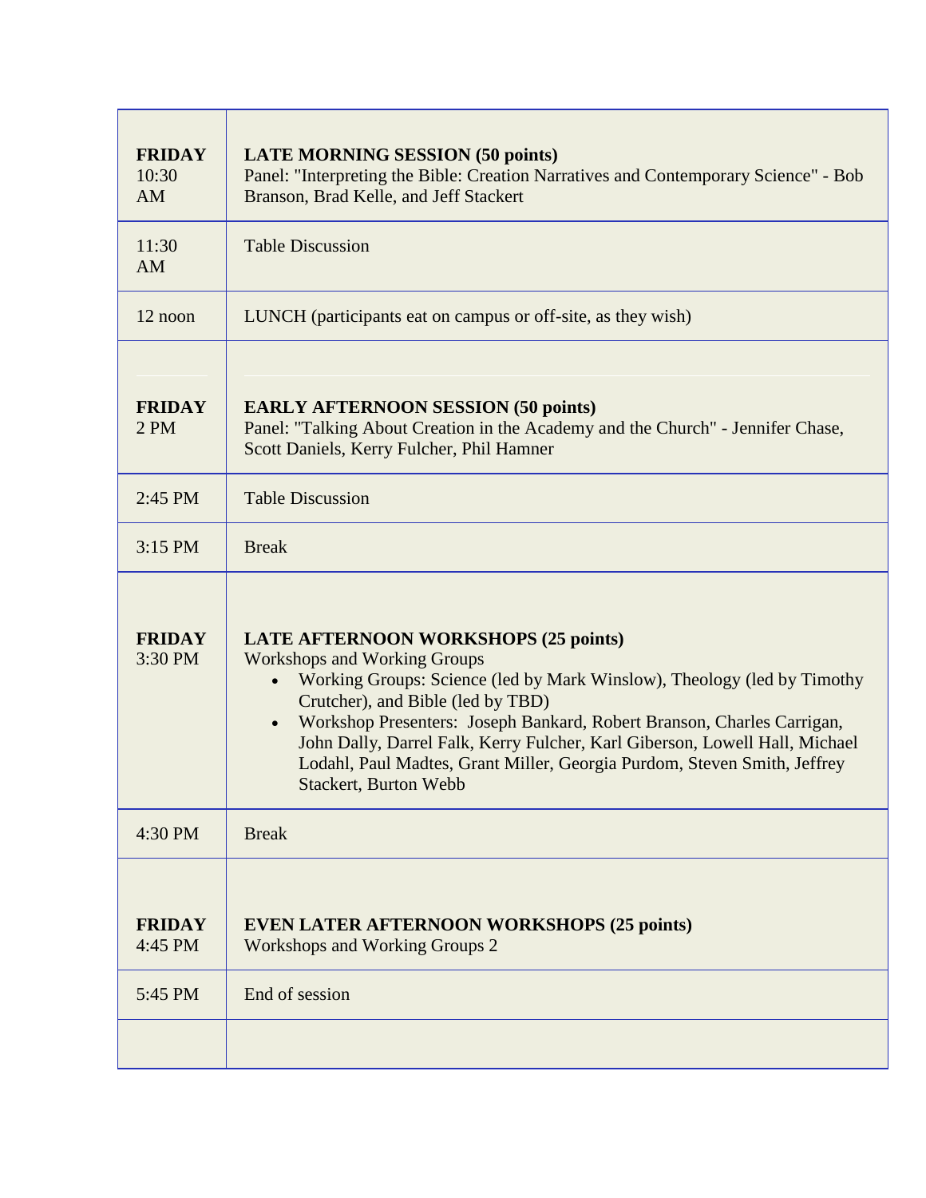| | |
|---|---|
| **FRIDAY** 10:30 AM | **LATE MORNING SESSION (50 points)** Panel: "Interpreting the Bible: Creation Narratives and Contemporary Science" - Bob Branson, Brad Kelle, and Jeff Stackert |
| 11:30 AM | Table Discussion |
| 12 noon | LUNCH (participants eat on campus or off-site, as they wish) |
| **FRIDAY** 2 PM | **EARLY AFTERNOON SESSION (50 points)** Panel: "Talking About Creation in the Academy and the Church" - Jennifer Chase, Scott Daniels, Kerry Fulcher, Phil Hamner |
| 2:45 PM | Table Discussion |
| 3:15 PM | Break |
| **FRIDAY** 3:30 PM | **LATE AFTERNOON WORKSHOPS (25 points)** Workshops and Working Groups <br>• Working Groups: Science (led by Mark Winslow), Theology (led by Timothy Crutcher), and Bible (led by TBD) <br>• Workshop Presenters: Joseph Bankard, Robert Branson, Charles Carrigan, John Dally, Darrel Falk, Kerry Fulcher, Karl Giberson, Lowell Hall, Michael Lodahl, Paul Madtes, Grant Miller, Georgia Purdom, Steven Smith, Jeffrey Stackert, Burton Webb |
| 4:30 PM | Break |
| **FRIDAY** 4:45 PM | **EVEN LATER AFTERNOON WORKSHOPS (25 points)** Workshops and Working Groups 2 |
| 5:45 PM | End of session |
| | |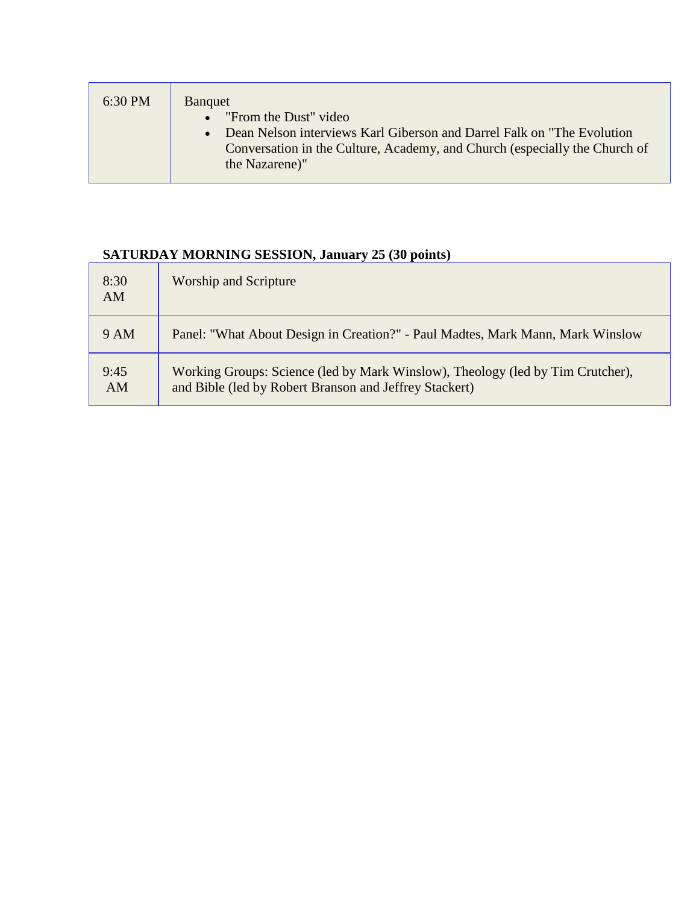| | |
|---|---|
| 6:30 PM | Banquet<br>• "From the Dust" video<br>• Dean Nelson interviews Karl Giberson and Darrel Falk on "The Evolution Conversation in the Culture, Academy, and Church (especially the Church of the Nazarene)" |

**SATURDAY MORNING SESSION, January 25 (30 points)**

| | |
|---|---|
| 8:30 AM | Worship and Scripture |
| 9 AM | Panel: "What About Design in Creation?" - Paul Madtes, Mark Mann, Mark Winslow |
| 9:45 AM | Working Groups: Science (led by Mark Winslow), Theology (led by Tim Crutcher), and Bible (led by Robert Branson and Jeffrey Stackert) |